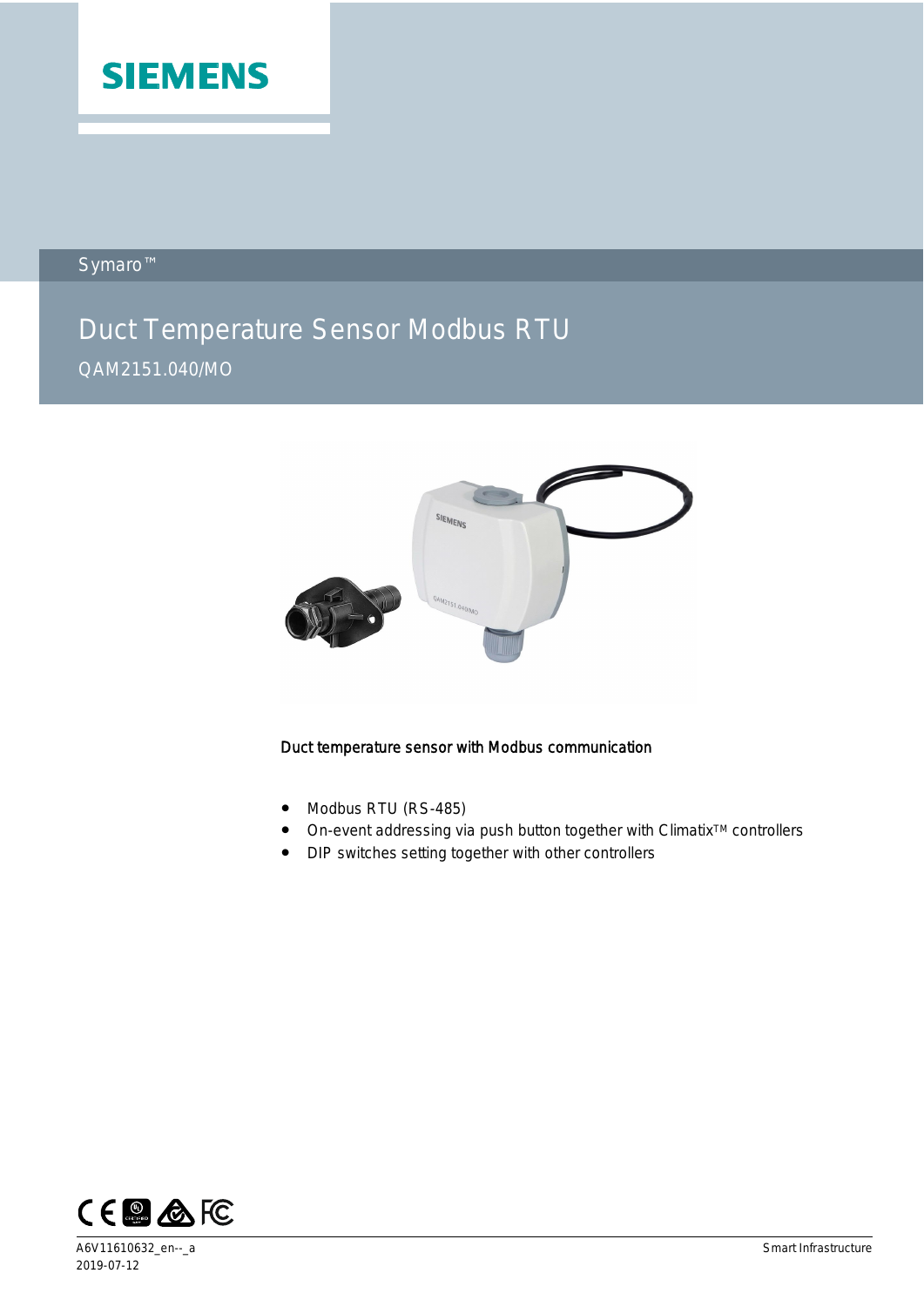# SIEMENS

Symaro™

## Duct Temperature Sensor Modbus RTU

QAM2151.040/MO

Duct temperature sensor with Modbus communication

- Modbus RTU (RS-485)
- On-event addressing via push button together with Climatix™ controllers
- DIP switches setting together with other controllers

A6V11610632_en--_a
2019-07-12

Smart Infrastructure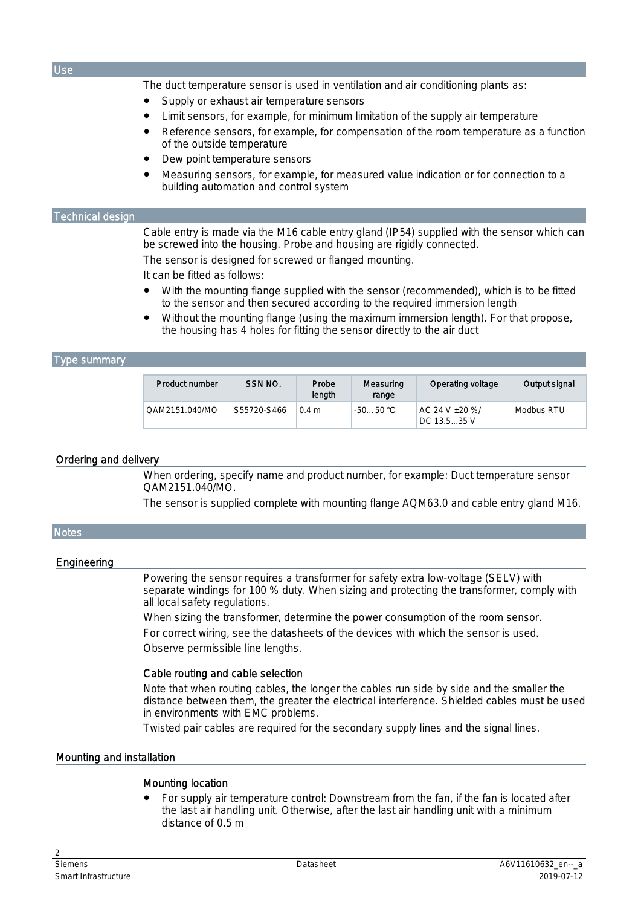## Use

The duct temperature sensor is used in ventilation and air conditioning plants as:

- Supply or exhaust air temperature sensors
- Limit sensors, for example, for minimum limitation of the supply air temperature
- Reference sensors, for example, for compensation of the room temperature as a function of the outside temperature
- Dew point temperature sensors
- Measuring sensors, for example, for measured value indication or for connection to a building automation and control system

## Technical design

Cable entry is made via the M16 cable entry gland (IP54) supplied with the sensor which can be screwed into the housing. Probe and housing are rigidly connected.

The sensor is designed for screwed or flanged mounting.

It can be fitted as follows:

- With the mounting flange supplied with the sensor (recommended), which is to be fitted to the sensor and then secured according to the required immersion length
- Without the mounting flange (using the maximum immersion length). For that propose, the housing has 4 holes for fitting the sensor directly to the air duct

## Type summary

| Product number | SSN NO. | Probe length | Measuring range | Operating voltage | Output signal |
|---|---|---|---|---|---|
| QAM2151.040/MO | S55720-S466 | 0.4 m | -50…50 °C | AC 24 V ±20 %/ DC 13.5…35 V | Modbus RTU |

### Ordering and delivery

When ordering, specify name and product number, for example: Duct temperature sensor QAM2151.040/MO.

The sensor is supplied complete with mounting flange AQM63.0 and cable entry gland M16.

## Notes

### Engineering

Powering the sensor requires a transformer for safety extra low-voltage (SELV) with separate windings for 100 % duty. When sizing and protecting the transformer, comply with all local safety regulations.

When sizing the transformer, determine the power consumption of the room sensor.

For correct wiring, see the datasheets of the devices with which the sensor is used.

Observe permissible line lengths.

#### Cable routing and cable selection

Note that when routing cables, the longer the cables run side by side and the smaller the distance between them, the greater the electrical interference. Shielded cables must be used in environments with EMC problems.

Twisted pair cables are required for the secondary supply lines and the signal lines.

### Mounting and installation

#### Mounting location

- For supply air temperature control: Downstream from the fan, if the fan is located after the last air handling unit. Otherwise, after the last air handling unit with a minimum distance of 0.5 m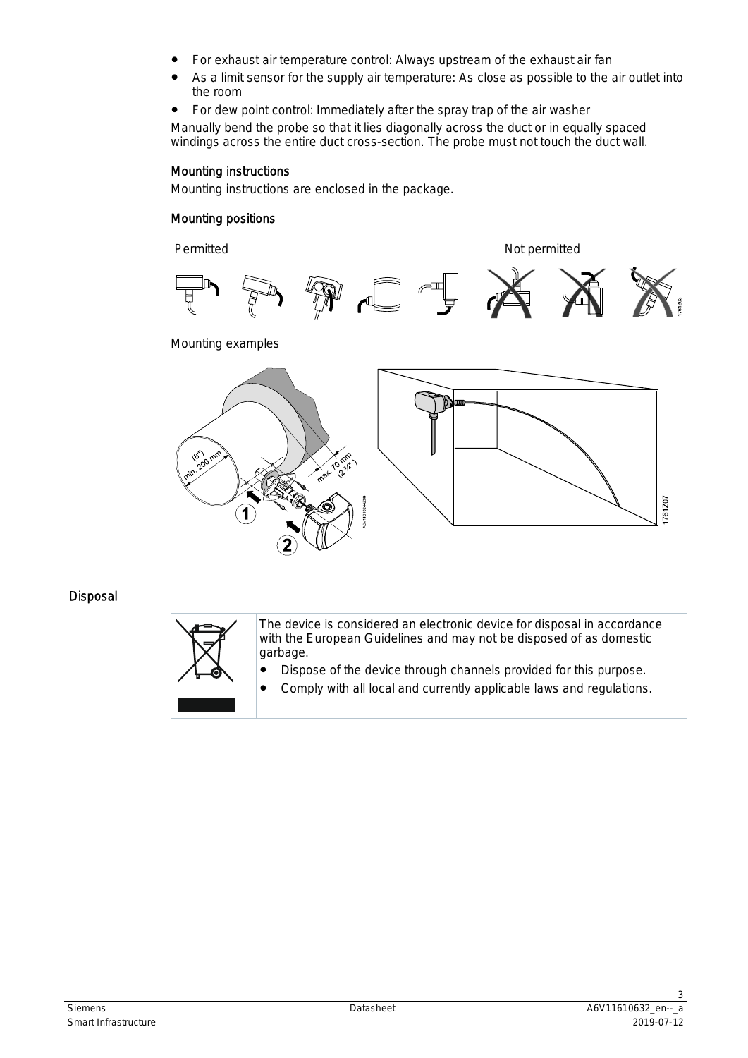- For exhaust air temperature control: Always upstream of the exhaust air fan
- As a limit sensor for the supply air temperature: As close as possible to the air outlet into the room
- For dew point control: Immediately after the spray trap of the air washer

Manually bend the probe so that it lies diagonally across the duct or in equally spaced windings across the entire duct cross-section. The probe must not touch the duct wall.

### Mounting instructions

Mounting instructions are enclosed in the package.

### Mounting positions

Permitted

Not permitted

Mounting examples

## Disposal

The device is considered an electronic device for disposal in accordance with the European Guidelines and may not be disposed of as domestic garbage.

- Dispose of the device through channels provided for this purpose.
- Comply with all local and currently applicable laws and regulations.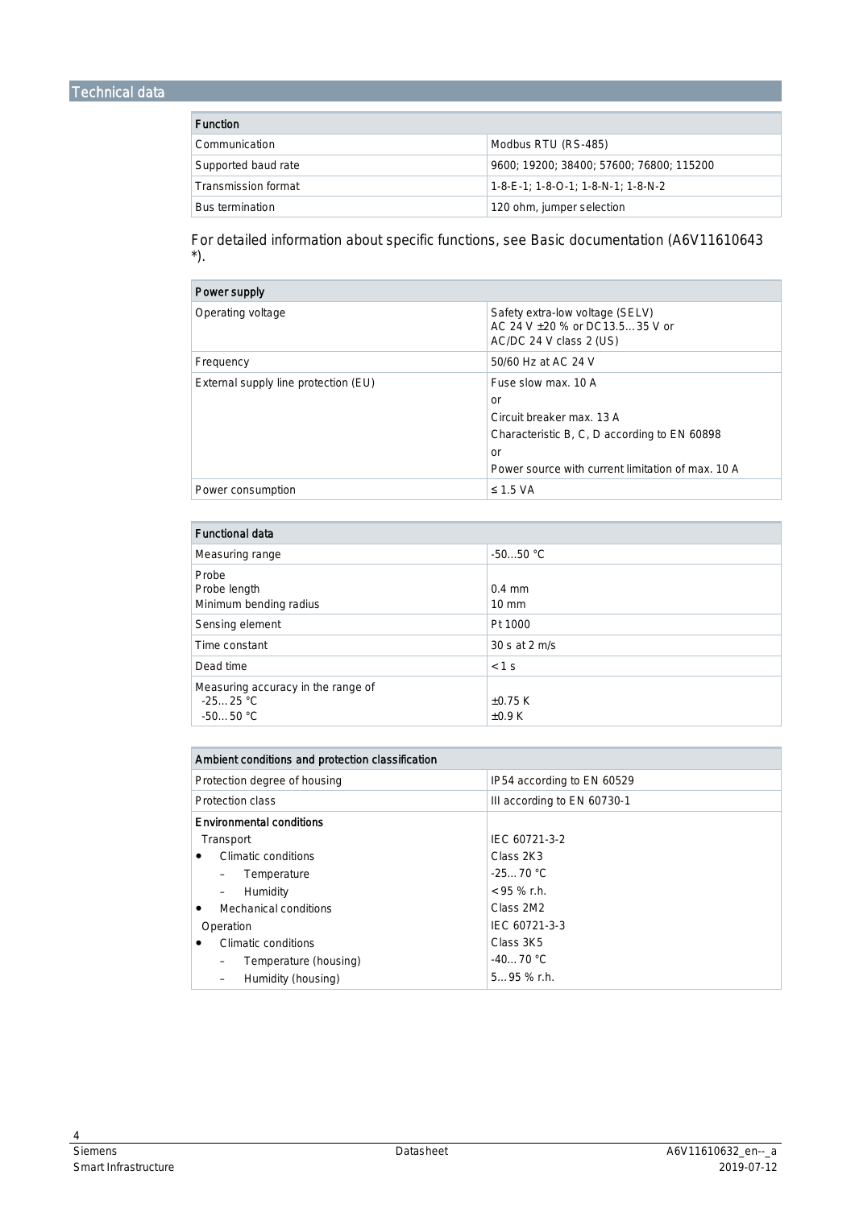## Technical data

| Function | |
|---|---|
| Communication | Modbus RTU (RS-485) |
| Supported baud rate | 9600; 19200; 38400; 57600; 76800; 115200 |
| Transmission format | 1-8-E-1; 1-8-O-1; 1-8-N-1; 1-8-N-2 |
| Bus termination | 120 ohm, jumper selection |

For detailed information about specific functions, see Basic documentation (A6V11610643 *).

| Power supply | |
|---|---|
| Operating voltage | Safety extra-low voltage (SELV)<br>AC 24 V ±20 % or DC 13.5…35 V or<br>AC/DC 24 V class 2 (US) |
| Frequency | 50/60 Hz at AC 24 V |
| External supply line protection (EU) | Fuse slow max. 10 A<br>or<br>Circuit breaker max. 13 A<br>Characteristic B, C, D according to EN 60898<br>or<br>Power source with current limitation of max. 10 A |
| Power consumption | ≤ 1.5 VA |

| Functional data | |
|---|---|
| Measuring range | -50…50 °C |
| Probe<br>Probe length<br>Minimum bending radius | <br>0.4 mm<br>10 mm |
| Sensing element | Pt 1000 |
| Time constant | 30 s at 2 m/s |
| Dead time | < 1 s |
| Measuring accuracy in the range of<br>-25…25 °C<br>-50…50 °C | <br>±0.75 K<br>±0.9 K |

| Ambient conditions and protection classification | |
|---|---|
| Protection degree of housing | IP54 according to EN 60529 |
| Protection class | III according to EN 60730-1 |
| **Environmental conditions** | |
| Transport | IEC 60721-3-2 |
| • Climatic conditions | Class 2K3 |
| – Temperature | -25…70 °C |
| – Humidity | < 95 % r.h. |
| • Mechanical conditions | Class 2M2 |
| Operation | IEC 60721-3-3 |
| • Climatic conditions | Class 3K5 |
| – Temperature (housing) | -40…70 °C |
| – Humidity (housing) | 5…95 % r.h. |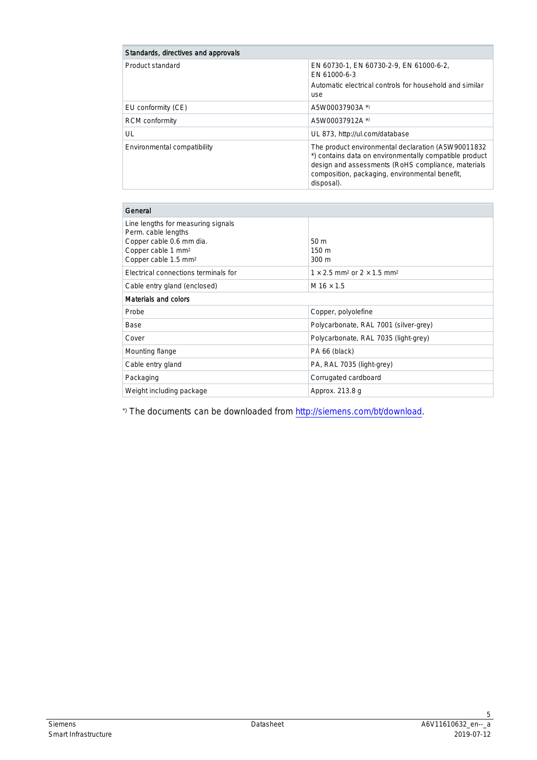| Standards, directives and approvals | |
|---|---|
| Product standard | EN 60730-1, EN 60730-2-9, EN 61000-6-2, EN 61000-6-3<br>Automatic electrical controls for household and similar use |
| EU conformity (CE) | A5W00037903A *) |
| RCM conformity | A5W00037912A *) |
| UL | UL 873, http://ul.com/database |
| Environmental compatibility | The product environmental declaration (A5W90011832 *) contains data on environmentally compatible product design and assessments (RoHS compliance, materials composition, packaging, environmental benefit, disposal). |

| General | |
|---|---|
| Line lengths for measuring signals<br>Perm. cable lengths<br>Copper cable 0.6 mm dia.<br>Copper cable 1 mm²<br>Copper cable 1.5 mm² | <br><br>50 m<br>150 m<br>300 m |
| Electrical connections terminals for | 1 × 2.5 mm² or 2 × 1.5 mm² |
| Cable entry gland (enclosed) | M 16 × 1.5 |
| **Materials and colors** | |
| Probe | Copper, polyolefine |
| Base | Polycarbonate, RAL 7001 (silver-grey) |
| Cover | Polycarbonate, RAL 7035 (light-grey) |
| Mounting flange | PA 66 (black) |
| Cable entry gland | PA, RAL 7035 (light-grey) |
| Packaging | Corrugated cardboard |
| Weight including package | Approx. 213.8 g |

*) The documents can be downloaded from http://siemens.com/bt/download.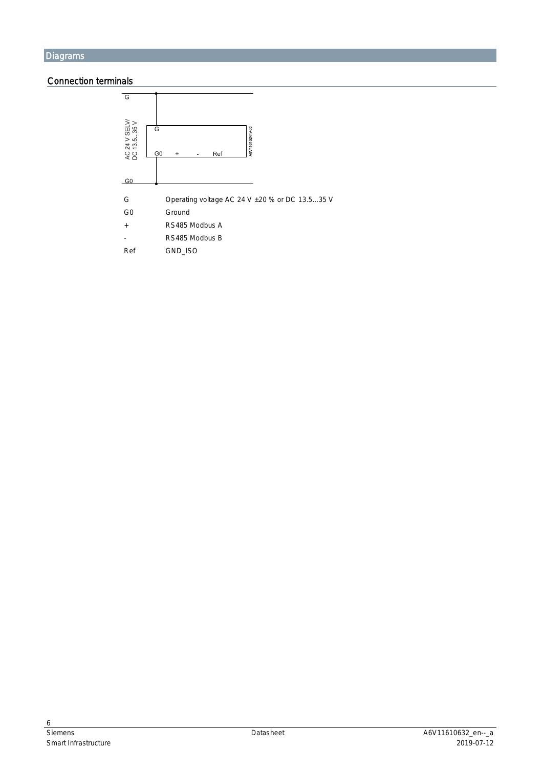# Diagrams

## Connection terminals

| | |
|---|---|
| G | Operating voltage AC 24 V ±20 % or DC 13.5...35 V |
| G0 | Ground |
| + | RS485 Modbus A |
| - | RS485 Modbus B |
| Ref | GND_ISO |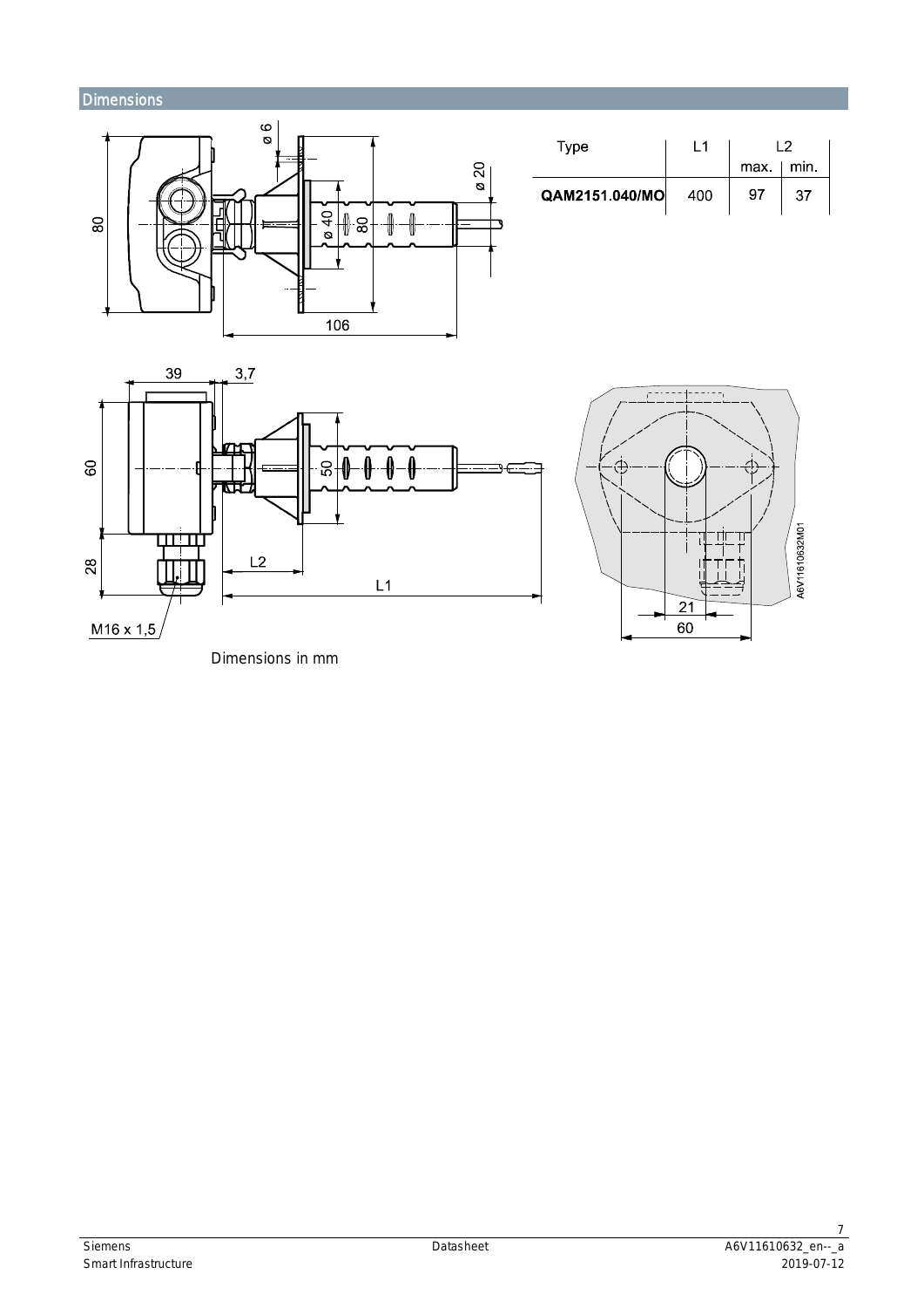## Dimensions

| Type | L1 | L2 | |
|---|---|---|---|
| | | max. | min. |
| **QAM2151.040/MO** | 400 | 97 | 37 |

Dimensions in mm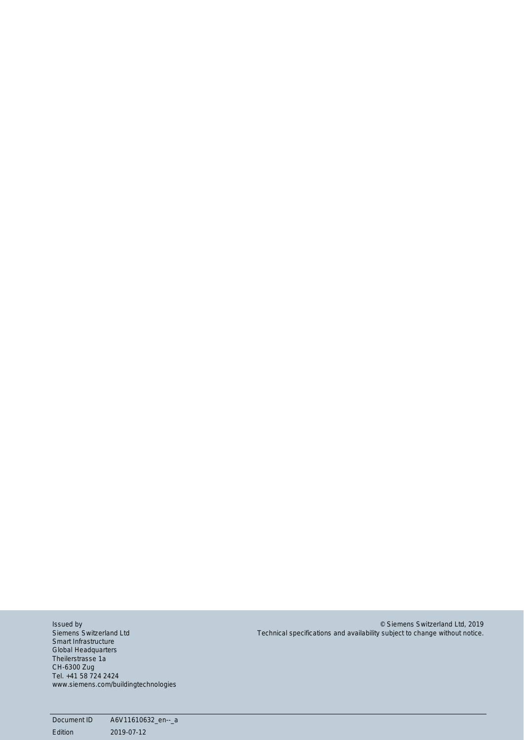Issued by
Siemens Switzerland Ltd
Smart Infrastructure
Global Headquarters
Theilerstrasse 1a
CH-6300 Zug
Tel. +41 58 724 2424
www.siemens.com/buildingtechnologies

© Siemens Switzerland Ltd, 2019
Technical specifications and availability subject to change without notice.

| | |
|---|---|
| Document ID | A6V11610632_en--_a |
| Edition | 2019-07-12 |